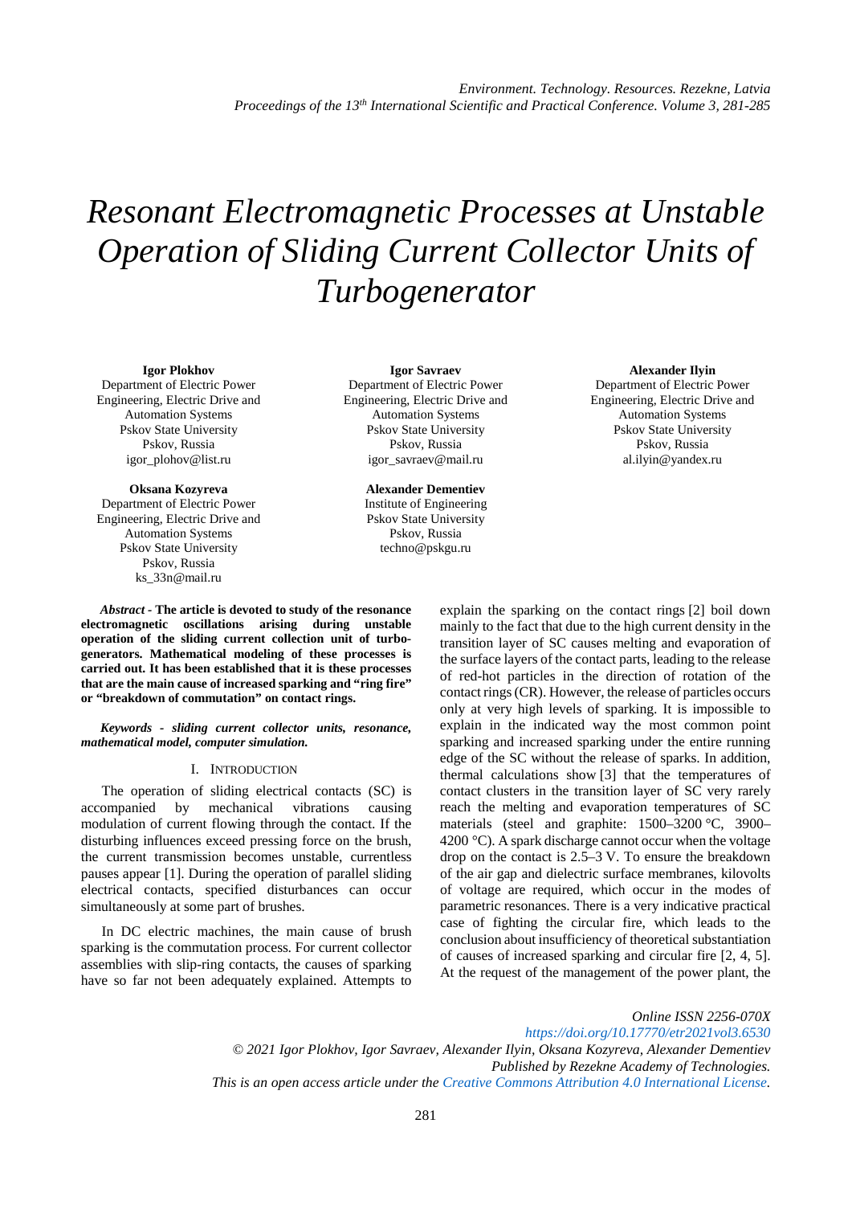# Resonant Electromagnetic Processes at Unstable Operation of Sliding Current Collector Units of Turbogenerator

**Igor Plokhov**
Department of Electric Power Engineering, Electric Drive and Automation Systems
Pskov State University
Pskov, Russia
igor_plohov@list.ru

**Igor Savraev**
Department of Electric Power Engineering, Electric Drive and Automation Systems
Pskov State University
Pskov, Russia
igor_savraev@mail.ru

**Alexander Ilyin**
Department of Electric Power Engineering, Electric Drive and Automation Systems
Pskov State University
Pskov, Russia
al.ilyin@yandex.ru

**Oksana Kozyreva**
Department of Electric Power Engineering, Electric Drive and Automation Systems
Pskov State University
Pskov, Russia
ks_33n@mail.ru

**Alexander Dementiev**
Institute of Engineering
Pskov State University
Pskov, Russia
techno@pskgu.ru

***Abstract*** **- The article is devoted to study of the resonance electromagnetic oscillations arising during unstable operation of the sliding current collection unit of turbogenerators. Mathematical modeling of these processes is carried out. It has been established that it is these processes that are the main cause of increased sparking and "ring fire" or "breakdown of commutation" on contact rings.**

***Keywords - sliding current collector units, resonance, mathematical model, computer simulation.***

## I. Introduction

The operation of sliding electrical contacts (SC) is accompanied by mechanical vibrations causing modulation of current flowing through the contact. If the disturbing influences exceed pressing force on the brush, the current transmission becomes unstable, currentless pauses appear [1]. During the operation of parallel sliding electrical contacts, specified disturbances can occur simultaneously at some part of brushes.

In DC electric machines, the main cause of brush sparking is the commutation process. For current collector assemblies with slip-ring contacts, the causes of sparking have so far not been adequately explained. Attempts to explain the sparking on the contact rings [2] boil down mainly to the fact that due to the high current density in the transition layer of SC causes melting and evaporation of the surface layers of the contact parts, leading to the release of red-hot particles in the direction of rotation of the contact rings (CR). However, the release of particles occurs only at very high levels of sparking. It is impossible to explain in the indicated way the most common point sparking and increased sparking under the entire running edge of the SC without the release of sparks. In addition, thermal calculations show [3] that the temperatures of contact clusters in the transition layer of SC very rarely reach the melting and evaporation temperatures of SC materials (steel and graphite: 1500–3200 °C, 3900–4200 °C). A spark discharge cannot occur when the voltage drop on the contact is 2.5–3 V. To ensure the breakdown of the air gap and dielectric surface membranes, kilovolts of voltage are required, which occur in the modes of parametric resonances. There is a very indicative practical case of fighting the circular fire, which leads to the conclusion about insufficiency of theoretical substantiation of causes of increased sparking and circular fire [2, 4, 5]. At the request of the management of the power plant, the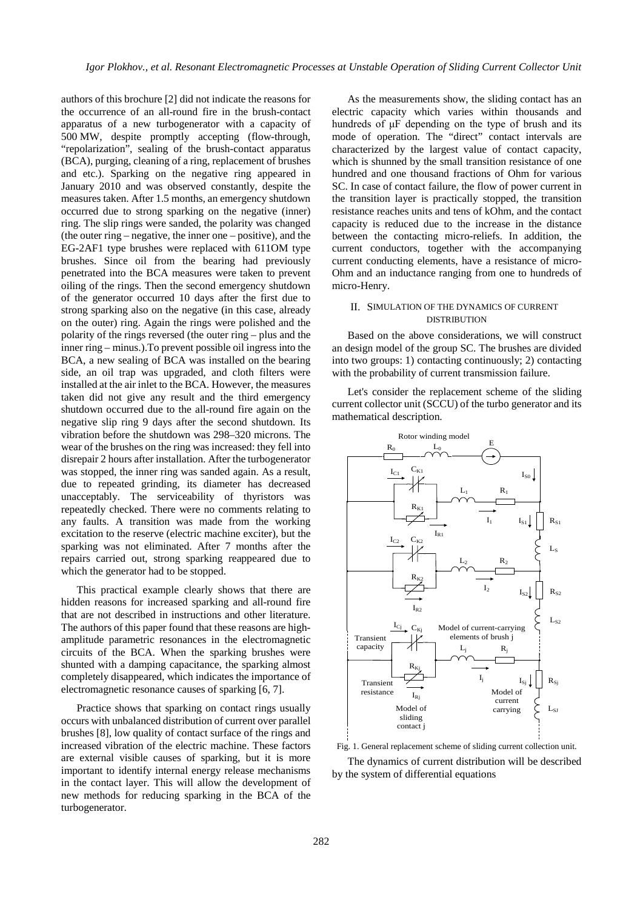authors of this brochure [2] did not indicate the reasons for the occurrence of an all-round fire in the brush-contact apparatus of a new turbogenerator with a capacity of 500 MW, despite promptly accepting (flow-through, "repolarization", sealing of the brush-contact apparatus (BCA), purging, cleaning of a ring, replacement of brushes and etc.). Sparking on the negative ring appeared in January 2010 and was observed constantly, despite the measures taken. After 1.5 months, an emergency shutdown occurred due to strong sparking on the negative (inner) ring. The slip rings were sanded, the polarity was changed (the outer ring – negative, the inner one – positive), and the EG-2AF1 type brushes were replaced with 611OM type brushes. Since oil from the bearing had previously penetrated into the BCA measures were taken to prevent oiling of the rings. Then the second emergency shutdown of the generator occurred 10 days after the first due to strong sparking also on the negative (in this case, already on the outer) ring. Again the rings were polished and the polarity of the rings reversed (the outer ring – plus and the inner ring – minus.).To prevent possible oil ingress into the BCA, a new sealing of BCA was installed on the bearing side, an oil trap was upgraded, and cloth filters were installed at the air inlet to the BCA. However, the measures taken did not give any result and the third emergency shutdown occurred due to the all-round fire again on the negative slip ring 9 days after the second shutdown. Its vibration before the shutdown was 298–320 microns. The wear of the brushes on the ring was increased: they fell into disrepair 2 hours after installation. After the turbogenerator was stopped, the inner ring was sanded again. As a result, due to repeated grinding, its diameter has decreased unacceptably. The serviceability of thyristors was repeatedly checked. There were no comments relating to any faults. A transition was made from the working excitation to the reserve (electric machine exciter), but the sparking was not eliminated. After 7 months after the repairs carried out, strong sparking reappeared due to which the generator had to be stopped.

This practical example clearly shows that there are hidden reasons for increased sparking and all-round fire that are not described in instructions and other literature. The authors of this paper found that these reasons are high-amplitude parametric resonances in the electromagnetic circuits of the BCA. When the sparking brushes were shunted with a damping capacitance, the sparking almost completely disappeared, which indicates the importance of electromagnetic resonance causes of sparking [6, 7].

Practice shows that sparking on contact rings usually occurs with unbalanced distribution of current over parallel brushes [8], low quality of contact surface of the rings and increased vibration of the electric machine. These factors are external visible causes of sparking, but it is more important to identify internal energy release mechanisms in the contact layer. This will allow the development of new methods for reducing sparking in the BCA of the turbogenerator.

As the measurements show, the sliding contact has an electric capacity which varies within thousands and hundreds of μF depending on the type of brush and its mode of operation. The "direct" contact intervals are characterized by the largest value of contact capacity, which is shunned by the small transition resistance of one hundred and one thousand fractions of Ohm for various SC. In case of contact failure, the flow of power current in the transition layer is practically stopped, the transition resistance reaches units and tens of kOhm, and the contact capacity is reduced due to the increase in the distance between the contacting micro-reliefs. In addition, the current conductors, together with the accompanying current conducting elements, have a resistance of micro-Ohm and an inductance ranging from one to hundreds of micro-Henry.

## II. Simulation of the Dynamics of Current Distribution

Based on the above considerations, we will construct an design model of the group SC. The brushes are divided into two groups: 1) contacting continuously; 2) contacting with the probability of current transmission failure.

Let's consider the replacement scheme of the sliding current collector unit (SCCU) of the turbo generator and its mathematical description.

Fig. 1. General replacement scheme of sliding current collection unit.

The dynamics of current distribution will be described by the system of differential equations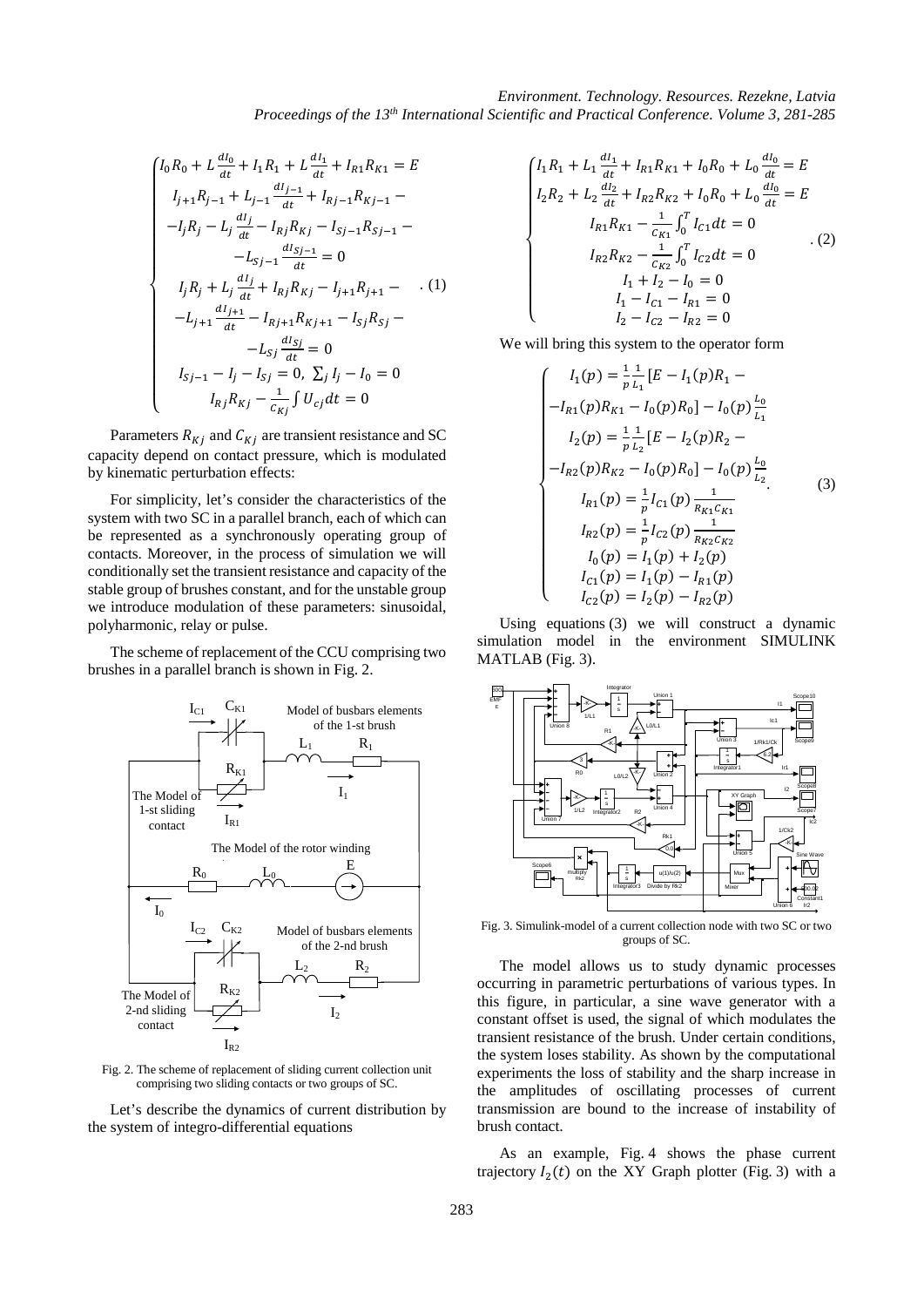$$
\begin{cases}
I_0R_0 + L\frac{dI_0}{dt} + I_1R_1 + L\frac{dI_1}{dt} + I_{R1}R_{K1} = E \\
I_{j+1}R_{j-1} + L_{j-1}\frac{dI_{j-1}}{dt} + I_{Rj-1}R_{Kj-1} - \\
-I_jR_j - L_j\frac{dI_j}{dt} - I_{Rj}R_{Kj} - I_{Sj-1}R_{Sj-1} - \\
-L_{Sj-1}\frac{dI_{Sj-1}}{dt} = 0 \\
I_jR_j + L_j\frac{dI_j}{dt} + I_{Rj}R_{Kj} - I_{j+1}R_{j+1} - \\
-L_{j+1}\frac{dI_{j+1}}{dt} - I_{Rj+1}R_{Kj+1} - I_{Sj}R_{Sj} - \\
-L_{Sj}\frac{dI_{Sj}}{dt} = 0 \\
I_{Sj-1} - I_j - I_{Sj} = 0,\ \sum_j I_j - I_0 = 0 \\
I_{Rj}R_{Kj} - \frac{1}{C_{Kj}}\int U_{cj}dt = 0
\end{cases}. \quad (1)
$$

Parameters $R_{Kj}$ and $C_{Kj}$ are transient resistance and SC capacity depend on contact pressure, which is modulated by kinematic perturbation effects:

For simplicity, let's consider the characteristics of the system with two SC in a parallel branch, each of which can be represented as a synchronously operating group of contacts. Moreover, in the process of simulation we will conditionally set the transient resistance and capacity of the stable group of brushes constant, and for the unstable group we introduce modulation of these parameters: sinusoidal, polyharmonic, relay or pulse.

The scheme of replacement of the CCU comprising two brushes in a parallel branch is shown in Fig. 2.

Fig. 2. The scheme of replacement of sliding current collection unit comprising two sliding contacts or two groups of SC.

Let's describe the dynamics of current distribution by the system of integro-differential equations

$$
\begin{cases}
I_1R_1 + L_1\frac{dI_1}{dt} + I_{R1}R_{K1} + I_0R_0 + L_0\frac{dI_0}{dt} = E \\
I_2R_2 + L_2\frac{dI_2}{dt} + I_{R2}R_{K2} + I_0R_0 + L_0\frac{dI_0}{dt} = E \\
I_{R1}R_{K1} - \frac{1}{C_{K1}}\int_0^T I_{C1}dt = 0 \\
I_{R2}R_{K2} - \frac{1}{C_{K2}}\int_0^T I_{C2}dt = 0 \\
I_1 + I_2 - I_0 = 0 \\
I_1 - I_{C1} - I_{R1} = 0 \\
I_2 - I_{C2} - I_{R2} = 0
\end{cases}. \quad (2)
$$

We will bring this system to the operator form

$$
\begin{cases}
I_1(p) = \frac{1}{p}\frac{1}{L_1}[E - I_1(p)R_1 - \\
-I_{R1}(p)R_{K1} - I_0(p)R_0] - I_0(p)\frac{L_0}{L_1} \\
I_2(p) = \frac{1}{p}\frac{1}{L_2}[E - I_2(p)R_2 - \\
-I_{R2}(p)R_{K2} - I_0(p)R_0] - I_0(p)\frac{L_0}{L_2} \\
I_{R1}(p) = \frac{1}{p}I_{C1}(p)\frac{1}{R_{K1}C_{K1}} \\
I_{R2}(p) = \frac{1}{p}I_{C2}(p)\frac{1}{R_{K2}C_{K2}} \\
I_0(p) = I_1(p) + I_2(p) \\
I_{C1}(p) = I_1(p) - I_{R1}(p) \\
I_{C2}(p) = I_2(p) - I_{R2}(p)
\end{cases}. \quad (3)
$$

Using equations (3) we will construct a dynamic simulation model in the environment SIMULINK MATLAB (Fig. 3).

Fig. 3. Simulink-model of a current collection node with two SC or two groups of SC.

The model allows us to study dynamic processes occurring in parametric perturbations of various types. In this figure, in particular, a sine wave generator with a constant offset is used, the signal of which modulates the transient resistance of the brush. Under certain conditions, the system loses stability. As shown by the computational experiments the loss of stability and the sharp increase in the amplitudes of oscillating processes of current transmission are bound to the increase of instability of brush contact.

As an example, Fig. 4 shows the phase current trajectory $I_2(t)$ on the XY Graph plotter (Fig. 3) with a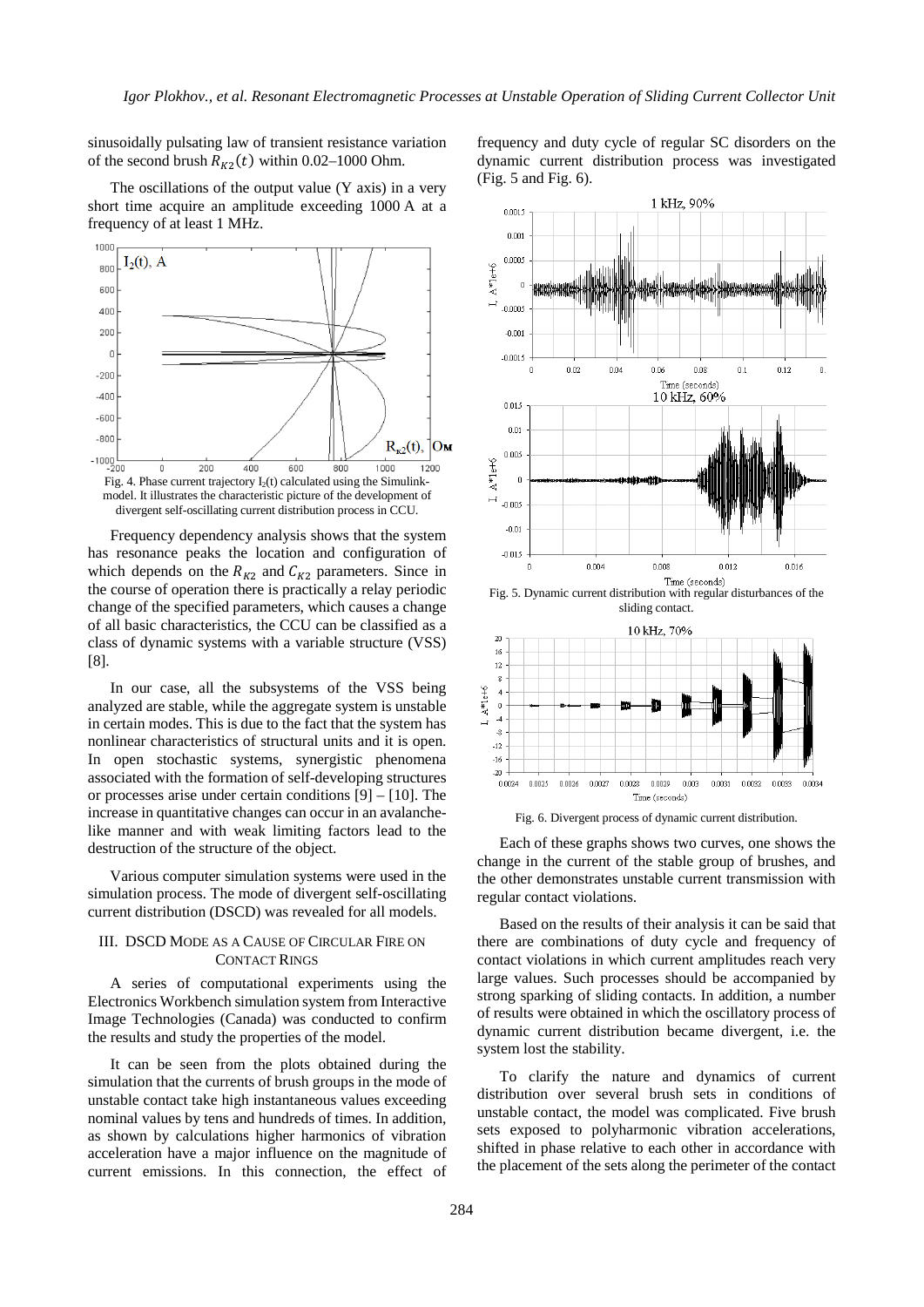sinusoidally pulsating law of transient resistance variation of the second brush $R_{K2}(t)$ within 0.02–1000 Ohm.

The oscillations of the output value (Y axis) in a very short time acquire an amplitude exceeding 1000 A at a frequency of at least 1 MHz.

Fig. 4. Phase current trajectory $I_2(t)$ calculated using the Simulink-model. It illustrates the characteristic picture of the development of divergent self-oscillating current distribution process in CCU.

Frequency dependency analysis shows that the system has resonance peaks the location and configuration of which depends on the $R_{K2}$ and $C_{K2}$ parameters. Since in the course of operation there is practically a relay periodic change of the specified parameters, which causes a change of all basic characteristics, the CCU can be classified as a class of dynamic systems with a variable structure (VSS) [8].

In our case, all the subsystems of the VSS being analyzed are stable, while the aggregate system is unstable in certain modes. This is due to the fact that the system has nonlinear characteristics of structural units and it is open. In open stochastic systems, synergistic phenomena associated with the formation of self-developing structures or processes arise under certain conditions [9] – [10]. The increase in quantitative changes can occur in an avalanche-like manner and with weak limiting factors lead to the destruction of the structure of the object.

Various computer simulation systems were used in the simulation process. The mode of divergent self-oscillating current distribution (DSCD) was revealed for all models.

## III. DSCD Mode as a Cause of Circular Fire on Contact Rings

A series of computational experiments using the Electronics Workbench simulation system from Interactive Image Technologies (Canada) was conducted to confirm the results and study the properties of the model.

It can be seen from the plots obtained during the simulation that the currents of brush groups in the mode of unstable contact take high instantaneous values exceeding nominal values by tens and hundreds of times. In addition, as shown by calculations higher harmonics of vibration acceleration have a major influence on the magnitude of current emissions. In this connection, the effect of frequency and duty cycle of regular SC disorders on the dynamic current distribution process was investigated (Fig. 5 and Fig. 6).

Fig. 5. Dynamic current distribution with regular disturbances of the sliding contact.

Fig. 6. Divergent process of dynamic current distribution.

Each of these graphs shows two curves, one shows the change in the current of the stable group of brushes, and the other demonstrates unstable current transmission with regular contact violations.

Based on the results of their analysis it can be said that there are combinations of duty cycle and frequency of contact violations in which current amplitudes reach very large values. Such processes should be accompanied by strong sparking of sliding contacts. In addition, a number of results were obtained in which the oscillatory process of dynamic current distribution became divergent, i.e. the system lost the stability.

To clarify the nature and dynamics of current distribution over several brush sets in conditions of unstable contact, the model was complicated. Five brush sets exposed to polyharmonic vibration accelerations, shifted in phase relative to each other in accordance with the placement of the sets along the perimeter of the contact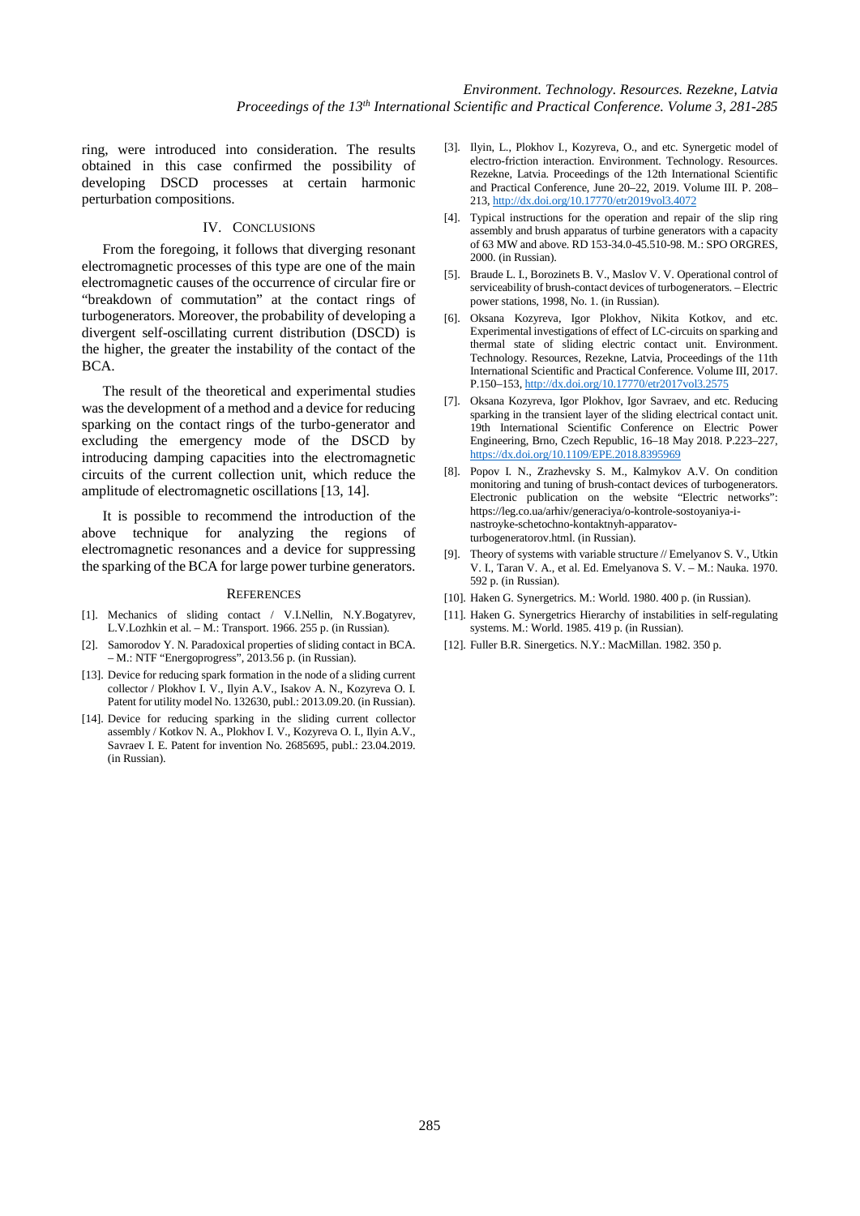ring, were introduced into consideration. The results obtained in this case confirmed the possibility of developing DSCD processes at certain harmonic perturbation compositions.

## IV. Conclusions

From the foregoing, it follows that diverging resonant electromagnetic processes of this type are one of the main electromagnetic causes of the occurrence of circular fire or "breakdown of commutation" at the contact rings of turbogenerators. Moreover, the probability of developing a divergent self-oscillating current distribution (DSCD) is the higher, the greater the instability of the contact of the BCA.

The result of the theoretical and experimental studies was the development of a method and a device for reducing sparking on the contact rings of the turbo-generator and excluding the emergency mode of the DSCD by introducing damping capacities into the electromagnetic circuits of the current collection unit, which reduce the amplitude of electromagnetic oscillations [13, 14].

It is possible to recommend the introduction of the above technique for analyzing the regions of electromagnetic resonances and a device for suppressing the sparking of the BCA for large power turbine generators.

## References

[1]. Mechanics of sliding contact / V.I.Nellin, N.Y.Bogatyrev, L.V.Lozhkin et al. – M.: Transport. 1966. 255 p. (in Russian).

[2]. Samorodov Y. N. Paradoxical properties of sliding contact in BCA. – M.: NTF "Energoprogress", 2013.56 p. (in Russian).

[3]. Ilyin, L., Plokhov I., Kozyreva, O., and etc. Synergetic model of electro-friction interaction. Environment. Technology. Resources. Rezekne, Latvia. Proceedings of the 12th International Scientific and Practical Conference, June 20–22, 2019. Volume III. P. 208–213, http://dx.doi.org/10.17770/etr2019vol3.4072

[4]. Typical instructions for the operation and repair of the slip ring assembly and brush apparatus of turbine generators with a capacity of 63 MW and above. RD 153-34.0-45.510-98. M.: SPO ORGRES, 2000. (in Russian).

[5]. Braude L. I., Borozinets B. V., Maslov V. V. Operational control of serviceability of brush-contact devices of turbogenerators. – Electric power stations, 1998, No. 1. (in Russian).

[6]. Oksana Kozyreva, Igor Plokhov, Nikita Kotkov, and etc. Experimental investigations of effect of LC-circuits on sparking and thermal state of sliding electric contact unit. Environment. Technology. Resources, Rezekne, Latvia, Proceedings of the 11th International Scientific and Practical Conference. Volume III, 2017. P.150–153, http://dx.doi.org/10.17770/etr2017vol3.2575

[7]. Oksana Kozyreva, Igor Plokhov, Igor Savraev, and etc. Reducing sparking in the transient layer of the sliding electrical contact unit. 19th International Scientific Conference on Electric Power Engineering, Brno, Czech Republic, 16–18 May 2018. P.223–227, https://dx.doi.org/10.1109/EPE.2018.8395969

[8]. Popov I. N., Zrazhevsky S. M., Kalmykov A.V. On condition monitoring and tuning of brush-contact devices of turbogenerators. Electronic publication on the website "Electric networks": https://leg.co.ua/arhiv/generaciya/o-kontrole-sostoyaniya-i-nastroyke-schetochno-kontaktnyh-apparatov-turbogeneratorov.html. (in Russian).

[9]. Theory of systems with variable structure // Emelyanov S. V., Utkin V. I., Taran V. A., et al. Ed. Emelyanova S. V. – M.: Nauka. 1970. 592 p. (in Russian).

[10]. Haken G. Synergetrics. M.: World. 1980. 400 p. (in Russian).

[11]. Haken G. Synergetrics Hierarchy of instabilities in self-regulating systems. M.: World. 1985. 419 p. (in Russian).

[12]. Fuller B.R. Sinergetics. N.Y.: MacMillan. 1982. 350 p.

[13]. Device for reducing spark formation in the node of a sliding current collector / Plokhov I. V., Ilyin A.V., Isakov A. N., Kozyreva O. I. Patent for utility model No. 132630, publ.: 2013.09.20. (in Russian).

[14]. Device for reducing sparking in the sliding current collector assembly / Kotkov N. A., Plokhov I. V., Kozyreva O. I., Ilyin A.V., Savraev I. E. Patent for invention No. 2685695, publ.: 23.04.2019. (in Russian).